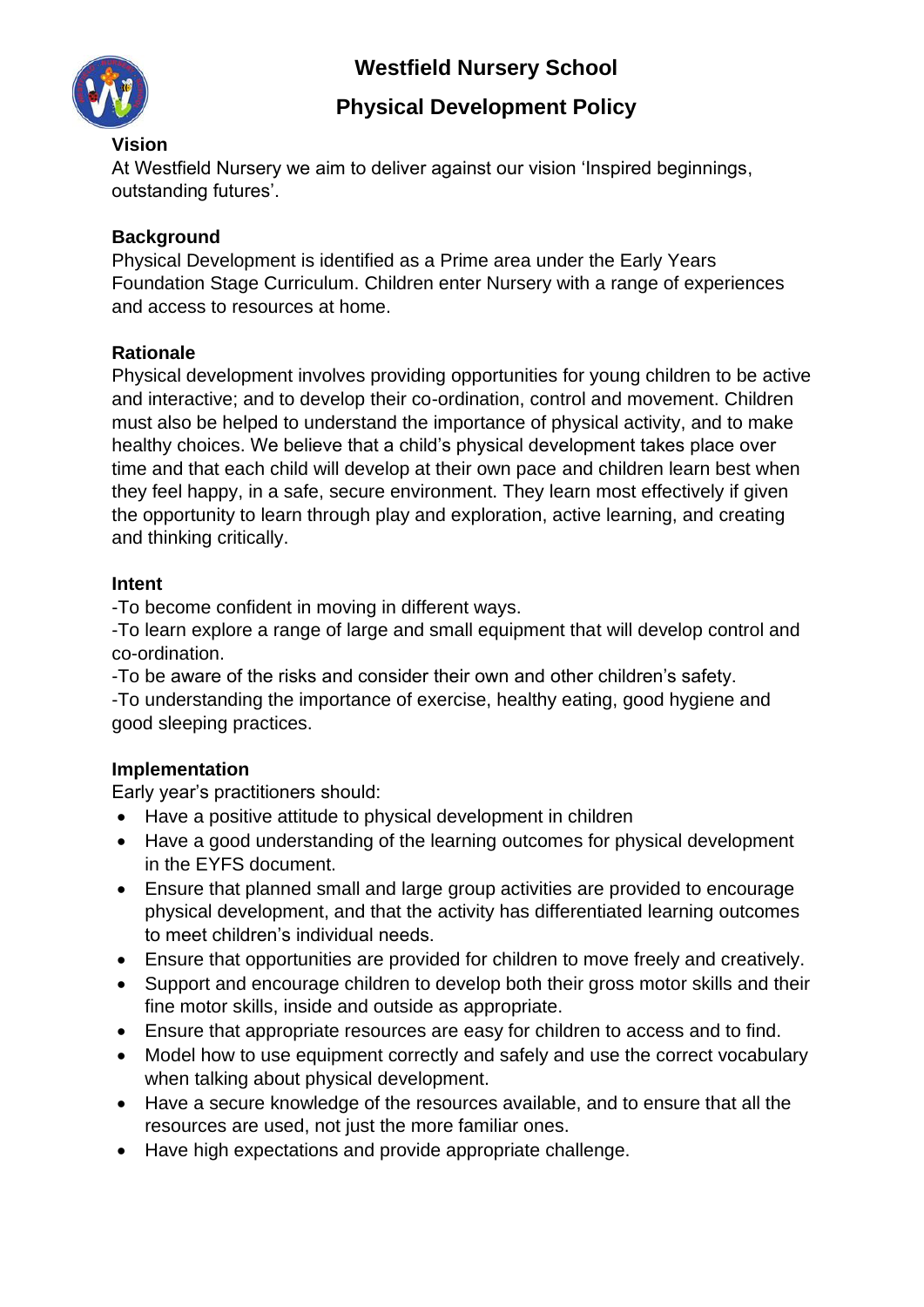# Westfield Nursery School

## Physical Development Policy

### Vision

At Westfield Nursery we aim to deliver against our vision 'Inspired beginnings, outstanding futures'.

### Background

Physical Development is identified as a Prime area under the Early Years Foundation Stage Curriculum. Children enter Nursery with a range of experiences and access to resources at home.

### Rationale

Physical development involves providing opportunities for young children to be active and interactive; and to develop their co-ordination, control and movement. Children must also be helped to understand the importance of physical activity, and to make healthy choices. We believe that a child's physical development takes place over time and that each child will develop at their own pace and children learn best when they feel happy, in a safe, secure environment. They learn most effectively if given the opportunity to learn through play and exploration, active learning, and creating and thinking critically.

### Intent

-To become confident in moving in different ways.
-To learn explore a range of large and small equipment that will develop control and co-ordination.
-To be aware of the risks and consider their own and other children's safety.
-To understanding the importance of exercise, healthy eating, good hygiene and good sleeping practices.

### Implementation

Early year's practitioners should:

- Have a positive attitude to physical development in children
- Have a good understanding of the learning outcomes for physical development in the EYFS document.
- Ensure that planned small and large group activities are provided to encourage physical development, and that the activity has differentiated learning outcomes to meet children's individual needs.
- Ensure that opportunities are provided for children to move freely and creatively.
- Support and encourage children to develop both their gross motor skills and their fine motor skills, inside and outside as appropriate.
- Ensure that appropriate resources are easy for children to access and to find.
- Model how to use equipment correctly and safely and use the correct vocabulary when talking about physical development.
- Have a secure knowledge of the resources available, and to ensure that all the resources are used, not just the more familiar ones.
- Have high expectations and provide appropriate challenge.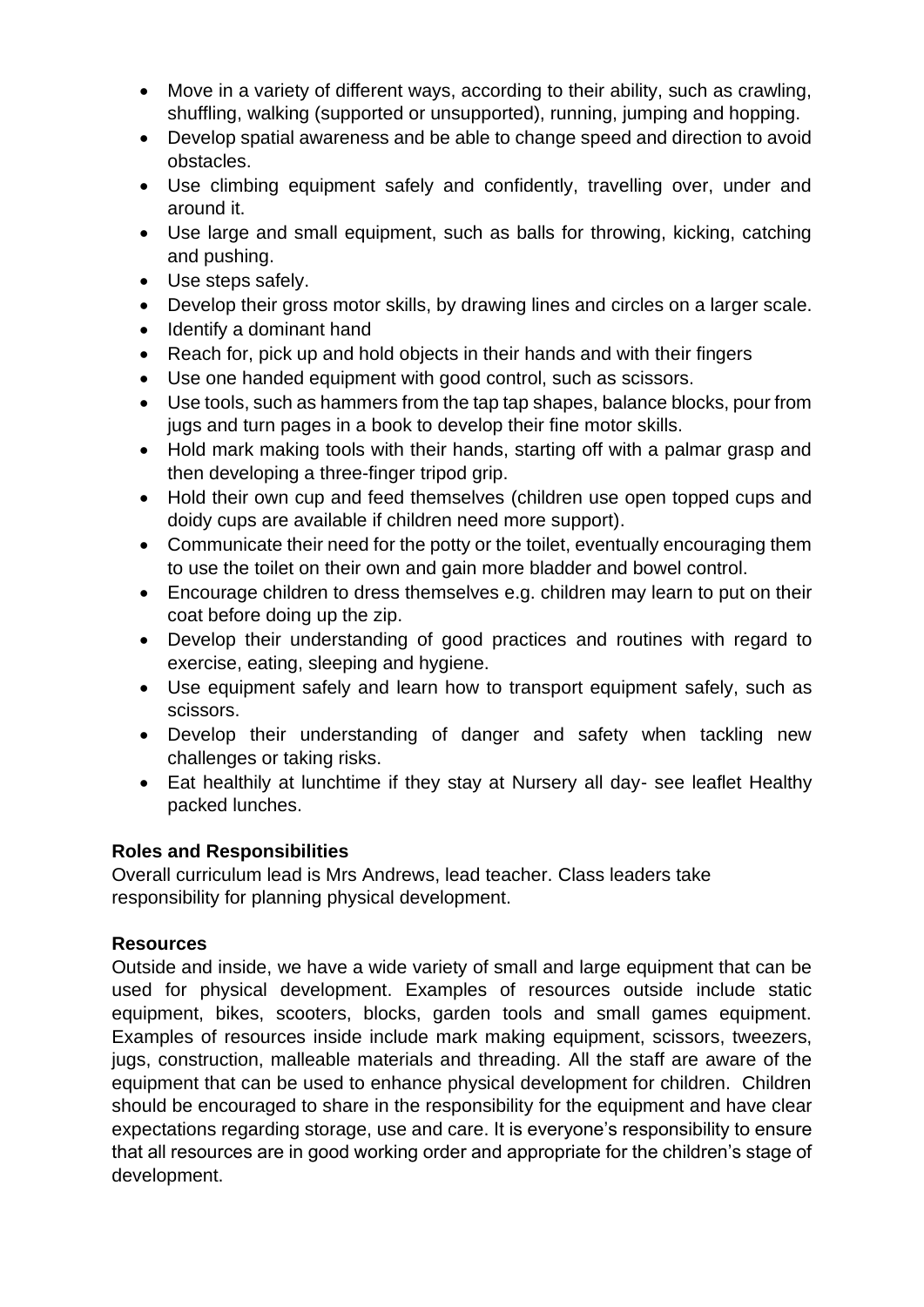- Move in a variety of different ways, according to their ability, such as crawling, shuffling, walking (supported or unsupported), running, jumping and hopping.
- Develop spatial awareness and be able to change speed and direction to avoid obstacles.
- Use climbing equipment safely and confidently, travelling over, under and around it.
- Use large and small equipment, such as balls for throwing, kicking, catching and pushing.
- Use steps safely.
- Develop their gross motor skills, by drawing lines and circles on a larger scale.
- Identify a dominant hand
- Reach for, pick up and hold objects in their hands and with their fingers
- Use one handed equipment with good control, such as scissors.
- Use tools, such as hammers from the tap tap shapes, balance blocks, pour from jugs and turn pages in a book to develop their fine motor skills.
- Hold mark making tools with their hands, starting off with a palmar grasp and then developing a three-finger tripod grip.
- Hold their own cup and feed themselves (children use open topped cups and doidy cups are available if children need more support).
- Communicate their need for the potty or the toilet, eventually encouraging them to use the toilet on their own and gain more bladder and bowel control.
- Encourage children to dress themselves e.g. children may learn to put on their coat before doing up the zip.
- Develop their understanding of good practices and routines with regard to exercise, eating, sleeping and hygiene.
- Use equipment safely and learn how to transport equipment safely, such as scissors.
- Develop their understanding of danger and safety when tackling new challenges or taking risks.
- Eat healthily at lunchtime if they stay at Nursery all day- see leaflet Healthy packed lunches.

**Roles and Responsibilities**

Overall curriculum lead is Mrs Andrews, lead teacher. Class leaders take responsibility for planning physical development.

**Resources**

Outside and inside, we have a wide variety of small and large equipment that can be used for physical development. Examples of resources outside include static equipment, bikes, scooters, blocks, garden tools and small games equipment. Examples of resources inside include mark making equipment, scissors, tweezers, jugs, construction, malleable materials and threading. All the staff are aware of the equipment that can be used to enhance physical development for children. Children should be encouraged to share in the responsibility for the equipment and have clear expectations regarding storage, use and care. It is everyone's responsibility to ensure that all resources are in good working order and appropriate for the children's stage of development.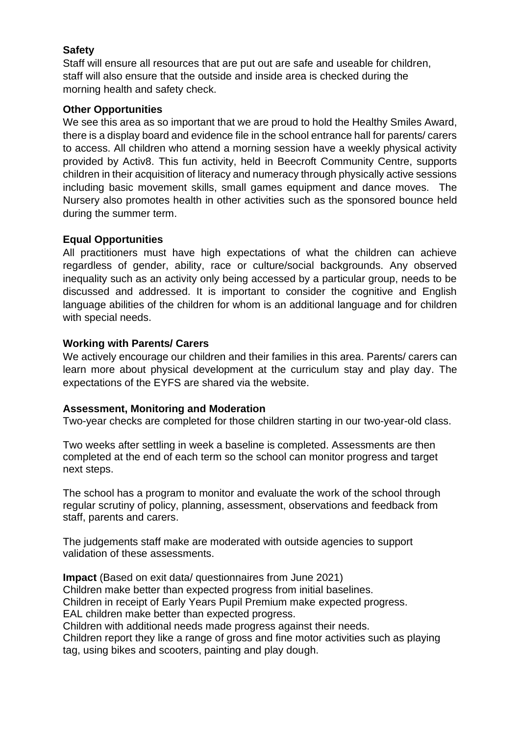**Safety**

Staff will ensure all resources that are put out are safe and useable for children, staff will also ensure that the outside and inside area is checked during the morning health and safety check.

**Other Opportunities**

We see this area as so important that we are proud to hold the Healthy Smiles Award, there is a display board and evidence file in the school entrance hall for parents/ carers to access. All children who attend a morning session have a weekly physical activity provided by Activ8. This fun activity, held in Beecroft Community Centre, supports children in their acquisition of literacy and numeracy through physically active sessions including basic movement skills, small games equipment and dance moves. The Nursery also promotes health in other activities such as the sponsored bounce held during the summer term.

**Equal Opportunities**

All practitioners must have high expectations of what the children can achieve regardless of gender, ability, race or culture/social backgrounds. Any observed inequality such as an activity only being accessed by a particular group, needs to be discussed and addressed. It is important to consider the cognitive and English language abilities of the children for whom is an additional language and for children with special needs.

**Working with Parents/ Carers**

We actively encourage our children and their families in this area. Parents/ carers can learn more about physical development at the curriculum stay and play day. The expectations of the EYFS are shared via the website.

**Assessment, Monitoring and Moderation**

Two-year checks are completed for those children starting in our two-year-old class.

Two weeks after settling in week a baseline is completed. Assessments are then completed at the end of each term so the school can monitor progress and target next steps.

The school has a program to monitor and evaluate the work of the school through regular scrutiny of policy, planning, assessment, observations and feedback from staff, parents and carers.

The judgements staff make are moderated with outside agencies to support validation of these assessments.

**Impact** (Based on exit data/ questionnaires from June 2021)
Children make better than expected progress from initial baselines.
Children in receipt of Early Years Pupil Premium make expected progress.
EAL children make better than expected progress.
Children with additional needs made progress against their needs.
Children report they like a range of gross and fine motor activities such as playing tag, using bikes and scooters, painting and play dough.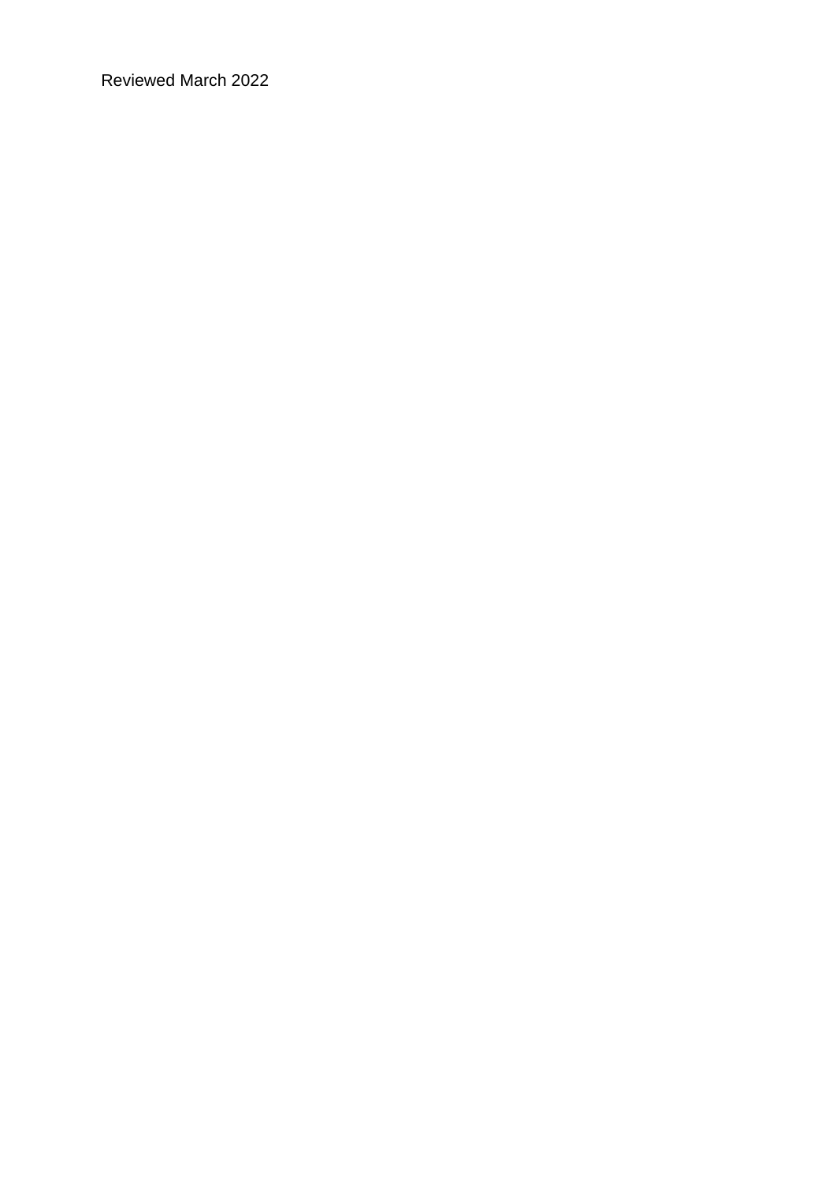Reviewed March 2022